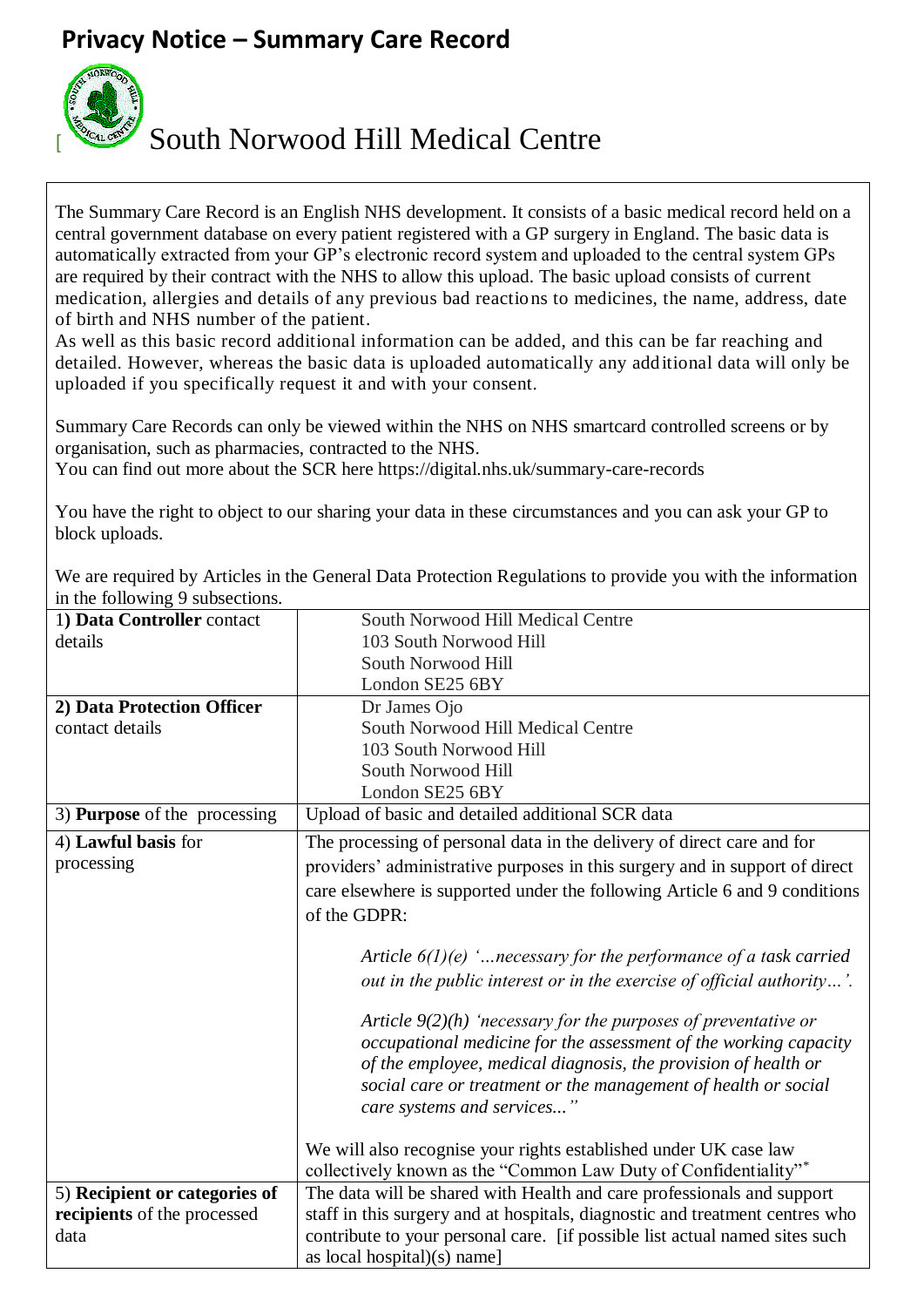# Privacy Notice – Summary Care Record

[ South Norwood Hill Medical Centre

The Summary Care Record is an English NHS development. It consists of a basic medical record held on a central government database on every patient registered with a GP surgery in England. The basic data is automatically extracted from your GP's electronic record system and uploaded to the central system GPs are required by their contract with the NHS to allow this upload. The basic upload consists of current medication, allergies and details of any previous bad reactions to medicines, the name, address, date of birth and NHS number of the patient.
As well as this basic record additional information can be added, and this can be far reaching and detailed. However, whereas the basic data is uploaded automatically any additional data will only be uploaded if you specifically request it and with your consent.

Summary Care Records can only be viewed within the NHS on NHS smartcard controlled screens or by organisation, such as pharmacies, contracted to the NHS.
You can find out more about the SCR here https://digital.nhs.uk/summary-care-records

You have the right to object to our sharing your data in these circumstances and you can ask your GP to block uploads.

We are required by Articles in the General Data Protection Regulations to provide you with the information in the following 9 subsections.

| | |
|---|---|
| 1**) Data Controller** contact details | South Norwood Hill Medical Centre<br>103 South Norwood Hill<br>South Norwood Hill<br>London SE25 6BY |
| **2) Data Protection Officer** contact details | Dr James Ojo<br>South Norwood Hill Medical Centre<br>103 South Norwood Hill<br>South Norwood Hill<br>London SE25 6BY |
| 3) **Purpose** of the processing | Upload of basic and detailed additional SCR data |
| 4) **Lawful basis** for processing | The processing of personal data in the delivery of direct care and for providers' administrative purposes in this surgery and in support of direct care elsewhere is supported under the following Article 6 and 9 conditions of the GDPR:<br><br>*Article 6(1)(e) '…necessary for the performance of a task carried out in the public interest or in the exercise of official authority…'.*<br><br>*Article 9(2)(h) 'necessary for the purposes of preventative or occupational medicine for the assessment of the working capacity of the employee, medical diagnosis, the provision of health or social care or treatment or the management of health or social care systems and services..."*<br><br>We will also recognise your rights established under UK case law collectively known as the "Common Law Duty of Confidentiality"* |
| 5) **Recipient or categories of recipients** of the processed data | The data will be shared with Health and care professionals and support staff in this surgery and at hospitals, diagnostic and treatment centres who contribute to your personal care. [if possible list actual named sites such as local hospital)(s) name] |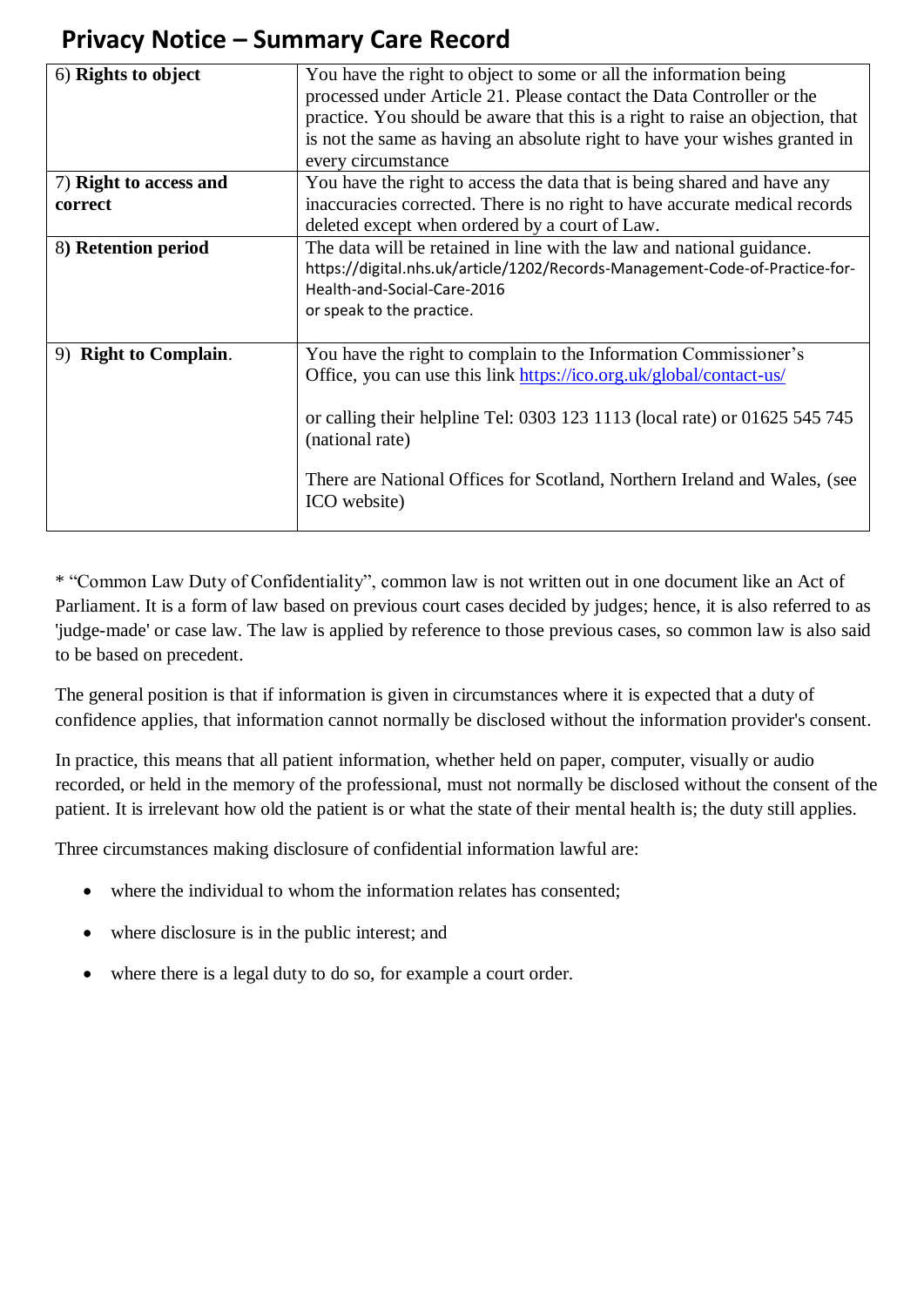# Privacy Notice – Summary Care Record

| | |
|---|---|
| 6) **Rights to object** | You have the right to object to some or all the information being processed under Article 21. Please contact the Data Controller or the practice. You should be aware that this is a right to raise an objection, that is not the same as having an absolute right to have your wishes granted in every circumstance |
| 7) **Right to access and correct** | You have the right to access the data that is being shared and have any inaccuracies corrected. There is no right to have accurate medical records deleted except when ordered by a court of Law. |
| 8**) Retention period** | The data will be retained in line with the law and national guidance. https://digital.nhs.uk/article/1202/Records-Management-Code-of-Practice-for-Health-and-Social-Care-2016 or speak to the practice. |
| 9) **Right to Complain**. | You have the right to complain to the Information Commissioner's Office, you can use this link https://ico.org.uk/global/contact-us/ <br><br> or calling their helpline Tel: 0303 123 1113 (local rate) or 01625 545 745 (national rate) <br><br> There are National Offices for Scotland, Northern Ireland and Wales, (see ICO website) |

* "Common Law Duty of Confidentiality", common law is not written out in one document like an Act of Parliament. It is a form of law based on previous court cases decided by judges; hence, it is also referred to as 'judge-made' or case law. The law is applied by reference to those previous cases, so common law is also said to be based on precedent.

The general position is that if information is given in circumstances where it is expected that a duty of confidence applies, that information cannot normally be disclosed without the information provider's consent.

In practice, this means that all patient information, whether held on paper, computer, visually or audio recorded, or held in the memory of the professional, must not normally be disclosed without the consent of the patient. It is irrelevant how old the patient is or what the state of their mental health is; the duty still applies.

Three circumstances making disclosure of confidential information lawful are:

- where the individual to whom the information relates has consented;
- where disclosure is in the public interest; and
- where there is a legal duty to do so, for example a court order.